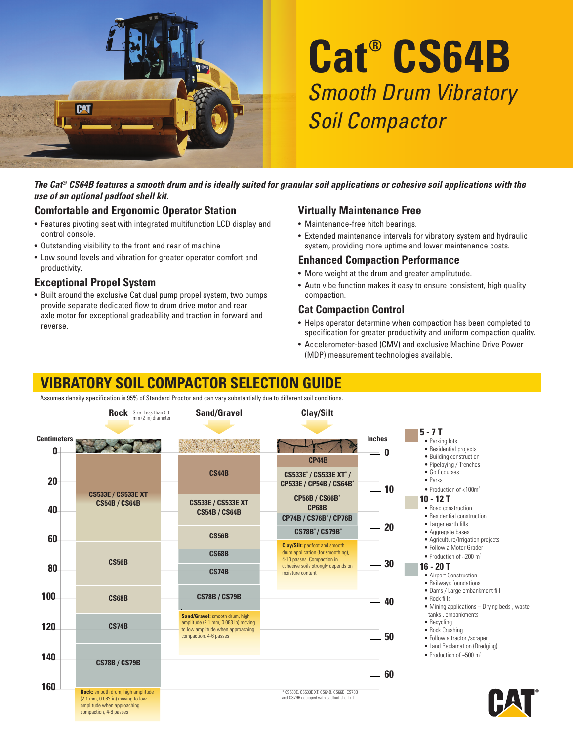# Cat® CS64B

## *Smooth Drum Vibratory Soil Compactor*

***The Cat® CS64B features a smooth drum and is ideally suited for granular soil applications or cohesive soil applications with the use of an optional padfoot shell kit.***

### Comfortable and Ergonomic Operator Station

- Features pivoting seat with integrated multifunction LCD display and control console.
- Outstanding visibility to the front and rear of machine
- Low sound levels and vibration for greater operator comfort and productivity.

### Exceptional Propel System

- Built around the exclusive Cat dual pump propel system, two pumps provide separate dedicated flow to drum drive motor and rear axle motor for exceptional gradeability and traction in forward and reverse.

### Virtually Maintenance Free

- Maintenance-free hitch bearings.
- Extended maintenance intervals for vibratory system and hydraulic system, providing more uptime and lower maintenance costs.

### Enhanced Compaction Performance

- More weight at the drum and greater amplitutude.
- Auto vibe function makes it easy to ensure consistent, high quality compaction.

### Cat Compaction Control

- Helps operator determine when compaction has been completed to specification for greater productivity and uniform compaction quality.
- Accelerometer-based (CMV) and exclusive Machine Drive Power (MDP) measurement technologies available.

## VIBRATORY SOIL COMPACTOR SELECTION GUIDE

Assumes density specification is 95% of Standard Proctor and can vary substantially due to different soil conditions.

**Rock** (Size: Less than 50 mm (2 in) diameter)

| Depth (cm) | Models |
|---|---|
| 0–60 | CS533E / CS533E XT, CS54B / CS64B |
| 60–100 | CS56B |
| 100–120 | CS68B |
| 120–140 | CS74B |
| 140–160 | CS78B / CS79B |

**Rock:** smooth drum, high amplitude (2.1 mm, 0.083 in) moving to low amplitude when approaching compaction, 4-8 passes

**Sand/Gravel**

| Depth (cm) | Models |
|---|---|
| 0–30 | CS44B |
| 30–50 | CS533E / CS533E XT, CS54B / CS64B |
| 50–70 | CS56B |
| 70–80 | CS68B |
| 80–90 | CS74B |
| 90–110 | CS78B / CS79B |

**Sand/Gravel:** smooth drum, high amplitude (2.1 mm, 0.083 in) moving to low amplitude when approaching compaction, 4-6 passes

**Clay/Silt**

| Depth (in) | Models |
|---|---|
| 0–3 | CP44B |
| 3–10 | CS533E* / CS533E XT* / CP533E / CP54B / CS64B* |
| 10–12 | CP56B / CS66B* |
| 12–15 | CP68B |
| 15–17 | CP74B / CS76B* / CP76B |
| 17–21 | CS78B* / CS79B* |

**Clay/Silt:** padfoot and smooth drum application (for smoothing), 4-10 passes. Compaction in cohesive soils strongly depends on moisture content

\* CS533E, CS533E XT, CS64B, CS66B, CS78B and CS79B equipped with padfoot shell kit

**5 - 7 T**
- Parking lots
- Residential projects
- Building construction
- Pipelaying / Trenches
- Golf courses
- Parks
- Production of <100m³

**10 - 12 T**
- Road construction
- Residential construction
- Larger earth fills
- Aggregate bases
- Agriculture/Irrigation projects
- Follow a Motor Grader
- Production of ~200 m³

**16 - 20 T**
- Airport Construction
- Railways foundations
- Dams / Large embankment fill
- Rock fills
- Mining applications – Drying beds , waste tanks , embankments
- Recycling
- Rock Crushing
- Follow a tractor /scraper
- Land Reclamation (Dredging)
- Production of ~500 m³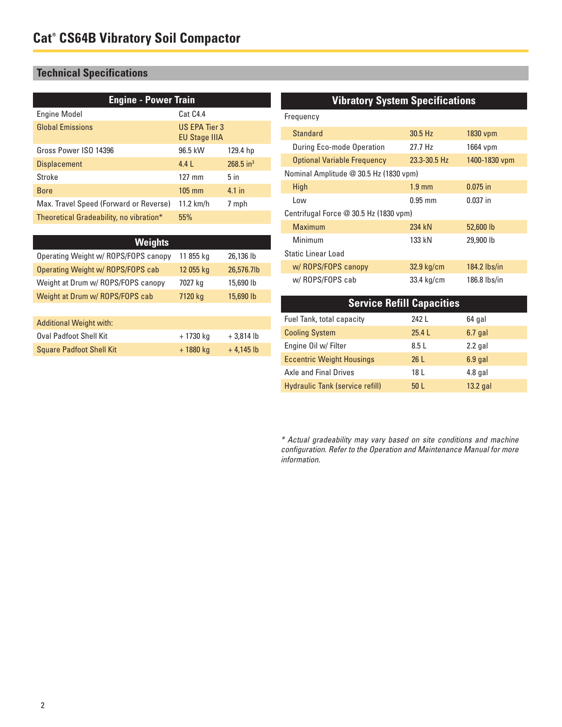# Cat® CS64B Vibratory Soil Compactor

## Technical Specifications

| Engine - Power Train | | |
|---|---|---|
| Engine Model | Cat C4.4 | |
| Global Emissions | US EPA Tier 3 EU Stage IIIA | |
| Gross Power ISO 14396 | 96.5 kW | 129.4 hp |
| Displacement | 4.4 L | 268.5 $in^3$ |
| Stroke | 127 mm | 5 in |
| Bore | 105 mm | 4.1 in |
| Max. Travel Speed (Forward or Reverse) | 11.2 km/h | 7 mph |
| Theoretical Gradeability, no vibration* | 55% | |

| Weights | | |
|---|---|---|
| Operating Weight w/ ROPS/FOPS canopy | 11 855 kg | 26,136 lb |
| Operating Weight w/ ROPS/FOPS cab | 12 055 kg | 26,576.7lb |
| Weight at Drum w/ ROPS/FOPS canopy | 7027 kg | 15,690 lb |
| Weight at Drum w/ ROPS/FOPS cab | 7120 kg | 15,690 lb |

| Additional Weight with: | | |
|---|---|---|
| Oval Padfoot Shell Kit | + 1730 kg | + 3,814 lb |
| Square Padfoot Shell Kit | + 1880 kg | + 4,145 lb |

| Vibratory System Specifications | | |
|---|---|---|
| Frequency | | |
| Standard | 30.5 Hz | 1830 vpm |
| During Eco-mode Operation | 27.7 Hz | 1664 vpm |
| Optional Variable Frequency | 23.3-30.5 Hz | 1400-1830 vpm |
| Nominal Amplitude @ 30.5 Hz (1830 vpm) | | |
| High | 1.9 mm | 0.075 in |
| Low | 0.95 mm | 0.037 in |
| Centrifugal Force @ 30.5 Hz (1830 vpm) | | |
| Maximum | 234 kN | 52,600 lb |
| Minimum | 133 kN | 29,900 lb |
| Static Linear Load | | |
| w/ ROPS/FOPS canopy | 32.9 kg/cm | 184.2 lbs/in |
| w/ ROPS/FOPS cab | 33.4 kg/cm | 186.8 lbs/in |

| Service Refill Capacities | | |
|---|---|---|
| Fuel Tank, total capacity | 242 L | 64 gal |
| Cooling System | 25.4 L | 6.7 gal |
| Engine Oil w/ Filter | 8.5 L | 2.2 gal |
| Eccentric Weight Housings | 26 L | 6.9 gal |
| Axle and Final Drives | 18 L | 4.8 gal |
| Hydraulic Tank (service refill) | 50 L | 13.2 gal |

*\* Actual gradeability may vary based on site conditions and machine configuration. Refer to the Operation and Maintenance Manual for more information.*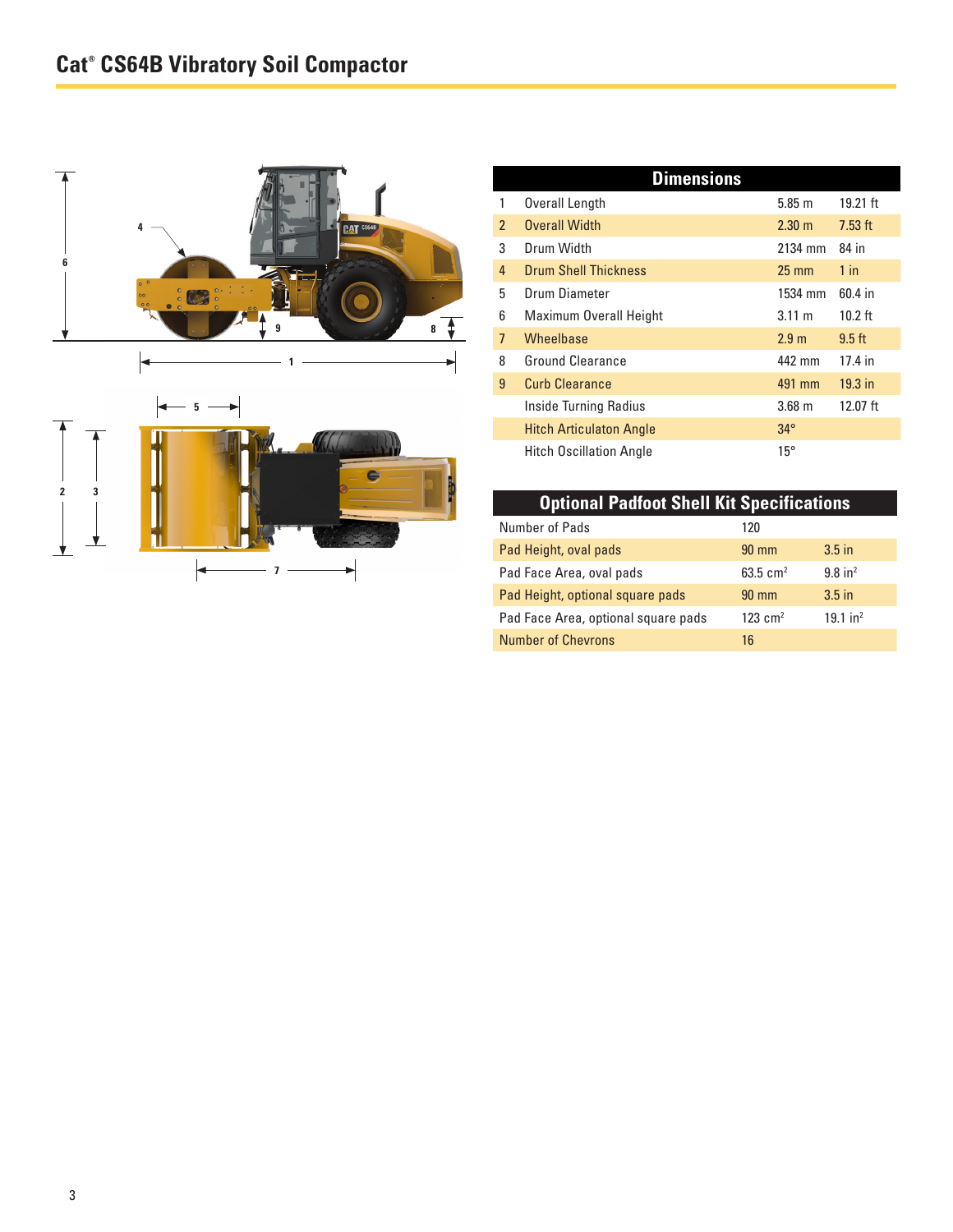# Cat® CS64B Vibratory Soil Compactor

| Dimensions | | | |
|---|---|---|---|
| 1 | Overall Length | 5.85 m | 19.21 ft |
| 2 | Overall Width | 2.30 m | 7.53 ft |
| 3 | Drum Width | 2134 mm | 84 in |
| 4 | Drum Shell Thickness | 25 mm | 1 in |
| 5 | Drum Diameter | 1534 mm | 60.4 in |
| 6 | Maximum Overall Height | 3.11 m | 10.2 ft |
| 7 | Wheelbase | 2.9 m | 9.5 ft |
| 8 | Ground Clearance | 442 mm | 17.4 in |
| 9 | Curb Clearance | 491 mm | 19.3 in |
| | Inside Turning Radius | 3.68 m | 12.07 ft |
| | Hitch Articulaton Angle | 34° | |
| | Hitch Oscillation Angle | 15° | |

| Optional Padfoot Shell Kit Specifications | | |
|---|---|---|
| Number of Pads | 120 | |
| Pad Height, oval pads | 90 mm | 3.5 in |
| Pad Face Area, oval pads | 63.5 $cm^2$ | 9.8 $in^2$ |
| Pad Height, optional square pads | 90 mm | 3.5 in |
| Pad Face Area, optional square pads | 123 $cm^2$ | 19.1 $in^2$ |
| Number of Chevrons | 16 | |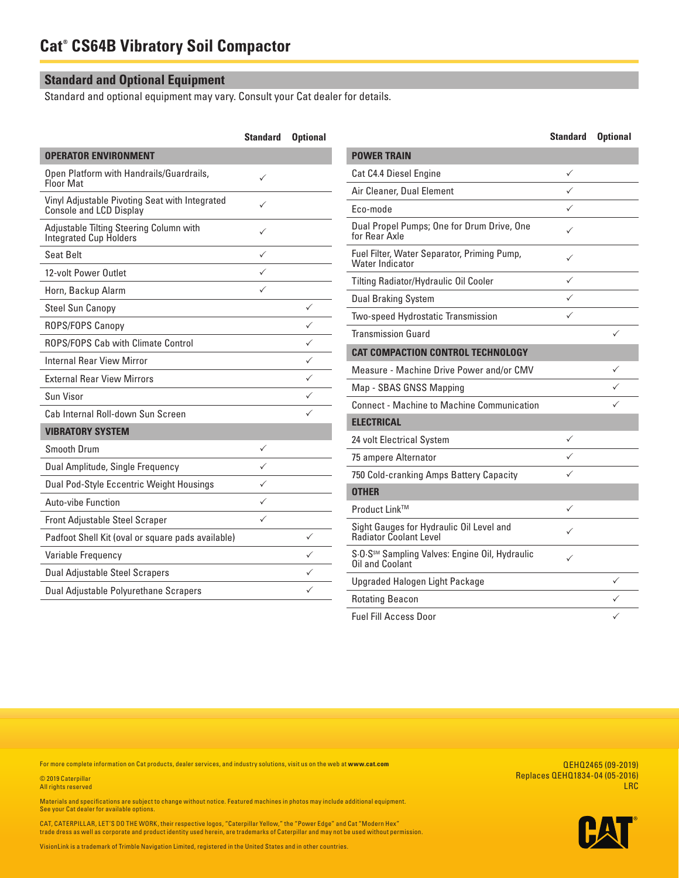# Cat® CS64B Vibratory Soil Compactor

## Standard and Optional Equipment

Standard and optional equipment may vary. Consult your Cat dealer for details.

| | Standard | Optional |
|---|---|---|
| **OPERATOR ENVIRONMENT** | | |
| Open Platform with Handrails/Guardrails, Floor Mat | ✓ | |
| Vinyl Adjustable Pivoting Seat with Integrated Console and LCD Display | ✓ | |
| Adjustable Tilting Steering Column with Integrated Cup Holders | ✓ | |
| Seat Belt | ✓ | |
| 12-volt Power Outlet | ✓ | |
| Horn, Backup Alarm | ✓ | |
| Steel Sun Canopy | | ✓ |
| ROPS/FOPS Canopy | | ✓ |
| ROPS/FOPS Cab with Climate Control | | ✓ |
| Internal Rear View Mirror | | ✓ |
| External Rear View Mirrors | | ✓ |
| Sun Visor | | ✓ |
| Cab Internal Roll-down Sun Screen | | ✓ |
| **VIBRATORY SYSTEM** | | |
| Smooth Drum | ✓ | |
| Dual Amplitude, Single Frequency | ✓ | |
| Dual Pod-Style Eccentric Weight Housings | ✓ | |
| Auto-vibe Function | ✓ | |
| Front Adjustable Steel Scraper | ✓ | |
| Padfoot Shell Kit (oval or square pads available) | | ✓ |
| Variable Frequency | | ✓ |
| Dual Adjustable Steel Scrapers | | ✓ |
| Dual Adjustable Polyurethane Scrapers | | ✓ |

| | Standard | Optional |
|---|---|---|
| **POWER TRAIN** | | |
| Cat C4.4 Diesel Engine | ✓ | |
| Air Cleaner, Dual Element | ✓ | |
| Eco-mode | ✓ | |
| Dual Propel Pumps; One for Drum Drive, One for Rear Axle | ✓ | |
| Fuel Filter, Water Separator, Priming Pump, Water Indicator | ✓ | |
| Tilting Radiator/Hydraulic Oil Cooler | ✓ | |
| Dual Braking System | ✓ | |
| Two-speed Hydrostatic Transmission | ✓ | |
| Transmission Guard | | ✓ |
| **CAT COMPACTION CONTROL TECHNOLOGY** | | |
| Measure - Machine Drive Power and/or CMV | | ✓ |
| Map - SBAS GNSS Mapping | | ✓ |
| Connect - Machine to Machine Communication | | ✓ |
| **ELECTRICAL** | | |
| 24 volt Electrical System | ✓ | |
| 75 ampere Alternator | ✓ | |
| 750 Cold-cranking Amps Battery Capacity | ✓ | |
| **OTHER** | | |
| Product Link™ | ✓ | |
| Sight Gauges for Hydraulic Oil Level and Radiator Coolant Level | ✓ | |
| S·O·S℠ Sampling Valves: Engine Oil, Hydraulic Oil and Coolant | ✓ | |
| Upgraded Halogen Light Package | | ✓ |
| Rotating Beacon | | ✓ |
| Fuel Fill Access Door | | ✓ |

For more complete information on Cat products, dealer services, and industry solutions, visit us on the web at **www.cat.com**

© 2019 Caterpillar
All rights reserved

Materials and specifications are subject to change without notice. Featured machines in photos may include additional equipment. See your Cat dealer for available options.

CAT, CATERPILLAR, LET'S DO THE WORK, their respective logos, "Caterpillar Yellow," the "Power Edge" and Cat "Modern Hex" trade dress as well as corporate and product identity used herein, are trademarks of Caterpillar and may not be used without permission.

VisionLink is a trademark of Trimble Navigation Limited, registered in the United States and in other countries.

QEHQ2465 (09-2019)
Replaces QEHQ1834-04 (05-2016)
LRC